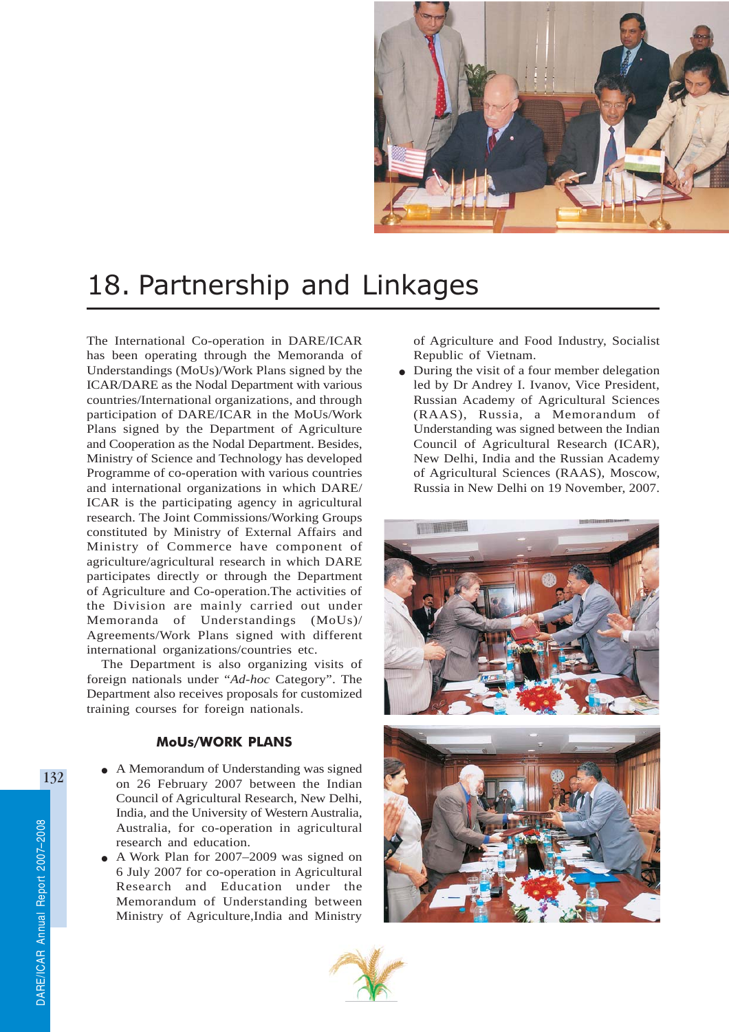# 18. Partnership and Linkages

The International Co-operation in DARE/ICAR has been operating through the Memoranda of Understandings (MoUs)/Work Plans signed by the ICAR/DARE as the Nodal Department with various countries/International organizations, and through participation of DARE/ICAR in the MoUs/Work Plans signed by the Department of Agriculture and Cooperation as the Nodal Department. Besides, Ministry of Science and Technology has developed Programme of co-operation with various countries and international organizations in which DARE/ICAR is the participating agency in agricultural research. The Joint Commissions/Working Groups constituted by Ministry of External Affairs and Ministry of Commerce have component of agriculture/agricultural research in which DARE participates directly or through the Department of Agriculture and Co-operation.The activities of the Division are mainly carried out under Memoranda of Understandings (MoUs)/Agreements/Work Plans signed with different international organizations/countries etc.

The Department is also organizing visits of foreign nationals under "*Ad-hoc* Category". The Department also receives proposals for customized training courses for foreign nationals.

### MoUs/WORK PLANS

- A Memorandum of Understanding was signed on 26 February 2007 between the Indian Council of Agricultural Research, New Delhi, India, and the University of Western Australia, Australia, for co-operation in agricultural research and education.
- A Work Plan for 2007–2009 was signed on 6 July 2007 for co-operation in Agricultural Research and Education under the Memorandum of Understanding between Ministry of Agriculture,India and Ministry of Agriculture and Food Industry, Socialist Republic of Vietnam.
- During the visit of a four member delegation led by Dr Andrey I. Ivanov, Vice President, Russian Academy of Agricultural Sciences (RAAS), Russia, a Memorandum of Understanding was signed between the Indian Council of Agricultural Research (ICAR), New Delhi, India and the Russian Academy of Agricultural Sciences (RAAS), Moscow, Russia in New Delhi on 19 November, 2007.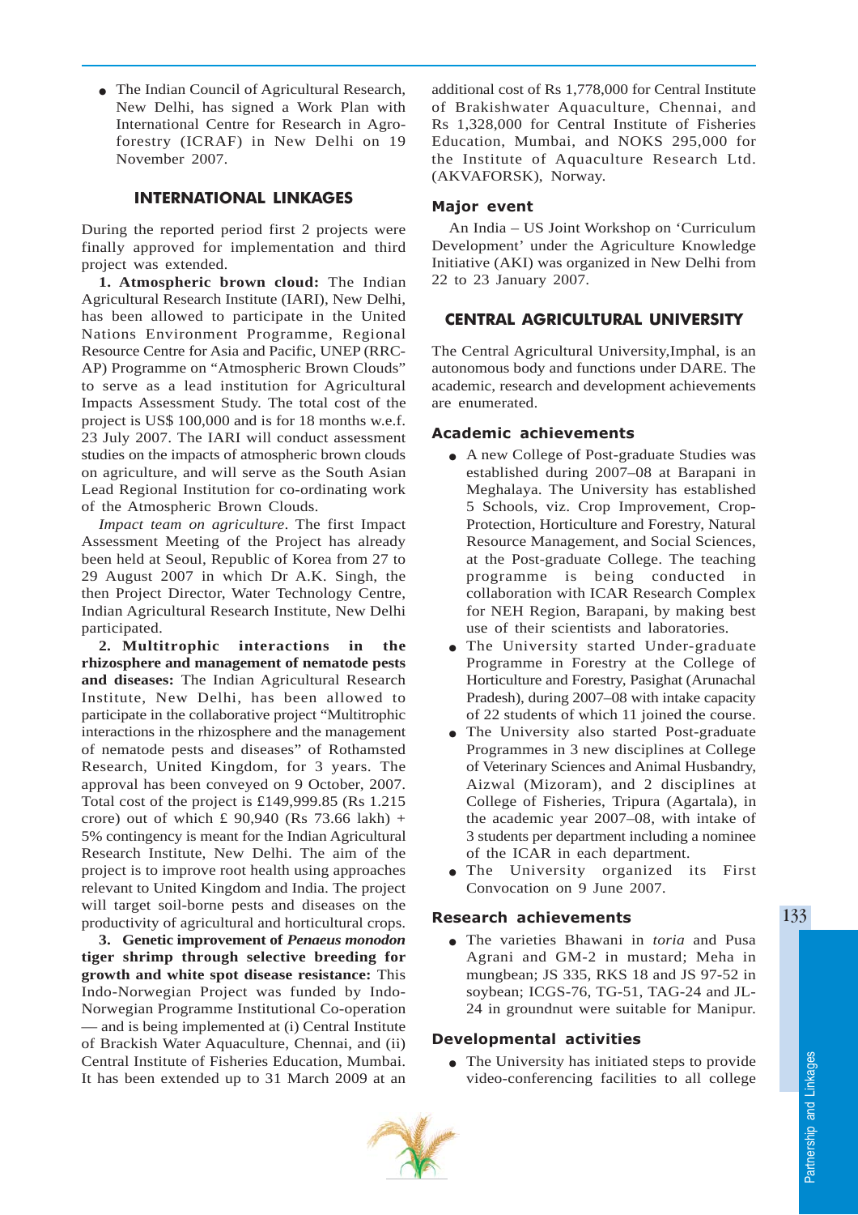- The Indian Council of Agricultural Research, New Delhi, has signed a Work Plan with International Centre for Research in Agroforestry (ICRAF) in New Delhi on 19 November 2007.

## INTERNATIONAL LINKAGES

During the reported period first 2 projects were finally approved for implementation and third project was extended.

**1. Atmospheric brown cloud:** The Indian Agricultural Research Institute (IARI), New Delhi, has been allowed to participate in the United Nations Environment Programme, Regional Resource Centre for Asia and Pacific, UNEP (RRC-AP) Programme on "Atmospheric Brown Clouds" to serve as a lead institution for Agricultural Impacts Assessment Study. The total cost of the project is US$ 100,000 and is for 18 months w.e.f. 23 July 2007. The IARI will conduct assessment studies on the impacts of atmospheric brown clouds on agriculture, and will serve as the South Asian Lead Regional Institution for co-ordinating work of the Atmospheric Brown Clouds.

*Impact team on agriculture*. The first Impact Assessment Meeting of the Project has already been held at Seoul, Republic of Korea from 27 to 29 August 2007 in which Dr A.K. Singh, the then Project Director, Water Technology Centre, Indian Agricultural Research Institute, New Delhi participated.

**2. Multitrophic interactions in the rhizosphere and management of nematode pests and diseases:** The Indian Agricultural Research Institute, New Delhi, has been allowed to participate in the collaborative project "Multitrophic interactions in the rhizosphere and the management of nematode pests and diseases" of Rothamsted Research, United Kingdom, for 3 years. The approval has been conveyed on 9 October, 2007. Total cost of the project is £149,999.85 (Rs 1.215 crore) out of which £ 90,940 (Rs 73.66 lakh) + 5% contingency is meant for the Indian Agricultural Research Institute, New Delhi. The aim of the project is to improve root health using approaches relevant to United Kingdom and India. The project will target soil-borne pests and diseases on the productivity of agricultural and horticultural crops.

**3. Genetic improvement of *Penaeus monodon* tiger shrimp through selective breeding for growth and white spot disease resistance:** This Indo-Norwegian Project was funded by Indo-Norwegian Programme Institutional Co-operation — and is being implemented at (i) Central Institute of Brackish Water Aquaculture, Chennai, and (ii) Central Institute of Fisheries Education, Mumbai. It has been extended up to 31 March 2009 at an additional cost of Rs 1,778,000 for Central Institute of Brakishwater Aquaculture, Chennai, and Rs 1,328,000 for Central Institute of Fisheries Education, Mumbai, and NOKS 295,000 for the Institute of Aquaculture Research Ltd. (AKVAFORSK), Norway.

### Major event

An India – US Joint Workshop on 'Curriculum Development' under the Agriculture Knowledge Initiative (AKI) was organized in New Delhi from 22 to 23 January 2007.

## CENTRAL AGRICULTURAL UNIVERSITY

The Central Agricultural University,Imphal, is an autonomous body and functions under DARE. The academic, research and development achievements are enumerated.

### Academic achievements

- A new College of Post-graduate Studies was established during 2007–08 at Barapani in Meghalaya. The University has established 5 Schools, viz. Crop Improvement, Crop-Protection, Horticulture and Forestry, Natural Resource Management, and Social Sciences, at the Post-graduate College. The teaching programme is being conducted in collaboration with ICAR Research Complex for NEH Region, Barapani, by making best use of their scientists and laboratories.
- The University started Under-graduate Programme in Forestry at the College of Horticulture and Forestry, Pasighat (Arunachal Pradesh), during 2007–08 with intake capacity of 22 students of which 11 joined the course.
- The University also started Post-graduate Programmes in 3 new disciplines at College of Veterinary Sciences and Animal Husbandry, Aizwal (Mizoram), and 2 disciplines at College of Fisheries, Tripura (Agartala), in the academic year 2007–08, with intake of 3 students per department including a nominee of the ICAR in each department.
- The University organized its First Convocation on 9 June 2007.

### Research achievements

- The varieties Bhawani in *toria* and Pusa Agrani and GM-2 in mustard; Meha in mungbean; JS 335, RKS 18 and JS 97-52 in soybean; ICGS-76, TG-51, TAG-24 and JL-24 in groundnut were suitable for Manipur.

### Developmental activities

- The University has initiated steps to provide video-conferencing facilities to all college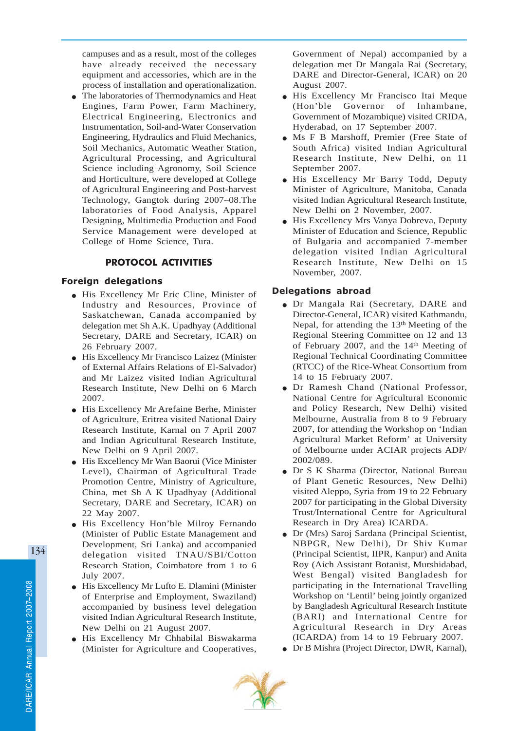campuses and as a result, most of the colleges have already received the necessary equipment and accessories, which are in the process of installation and operationalization.

- The laboratories of Thermodynamics and Heat Engines, Farm Power, Farm Machinery, Electrical Engineering, Electronics and Instrumentation, Soil-and-Water Conservation Engineering, Hydraulics and Fluid Mechanics, Soil Mechanics, Automatic Weather Station, Agricultural Processing, and Agricultural Science including Agronomy, Soil Science and Horticulture, were developed at College of Agricultural Engineering and Post-harvest Technology, Gangtok during 2007–08.The laboratories of Food Analysis, Apparel Designing, Multimedia Production and Food Service Management were developed at College of Home Science, Tura.

## PROTOCOL ACTIVITIES

### Foreign delegations

- His Excellency Mr Eric Cline, Minister of Industry and Resources, Province of Saskatchewan, Canada accompanied by delegation met Sh A.K. Upadhyay (Additional Secretary, DARE and Secretary, ICAR) on 26 February 2007.
- His Excellency Mr Francisco Laizez (Minister of External Affairs Relations of El-Salvador) and Mr Laizez visited Indian Agricultural Research Institute, New Delhi on 6 March 2007.
- His Excellency Mr Arefaine Berhe, Minister of Agriculture, Eritrea visited National Dairy Research Institute, Karnal on 7 April 2007 and Indian Agricultural Research Institute, New Delhi on 9 April 2007.
- His Excellency Mr Wan Baorui (Vice Minister Level), Chairman of Agricultural Trade Promotion Centre, Ministry of Agriculture, China, met Sh A K Upadhyay (Additional Secretary, DARE and Secretary, ICAR) on 22 May 2007.
- His Excellency Hon'ble Milroy Fernando (Minister of Public Estate Management and Development, Sri Lanka) and accompanied delegation visited TNAU/SBI/Cotton Research Station, Coimbatore from 1 to 6 July 2007.
- His Excellency Mr Lufto E. Dlamini (Minister of Enterprise and Employment, Swaziland) accompanied by business level delegation visited Indian Agricultural Research Institute, New Delhi on 21 August 2007.
- His Excellency Mr Chhabilal Biswakarma (Minister for Agriculture and Cooperatives, Government of Nepal) accompanied by a delegation met Dr Mangala Rai (Secretary, DARE and Director-General, ICAR) on 20 August 2007.
- His Excellency Mr Francisco Itai Meque (Hon'ble Governor of Inhambane, Government of Mozambique) visited CRIDA, Hyderabad, on 17 September 2007.
- Ms F B Marshoff, Premier (Free State of South Africa) visited Indian Agricultural Research Institute, New Delhi, on 11 September 2007.
- His Excellency Mr Barry Todd, Deputy Minister of Agriculture, Manitoba, Canada visited Indian Agricultural Research Institute, New Delhi on 2 November, 2007.
- His Excellency Mrs Vanya Dobreva, Deputy Minister of Education and Science, Republic of Bulgaria and accompanied 7-member delegation visited Indian Agricultural Research Institute, New Delhi on 15 November, 2007.

### Delegations abroad

- Dr Mangala Rai (Secretary, DARE and Director-General, ICAR) visited Kathmandu, Nepal, for attending the 13th Meeting of the Regional Steering Committee on 12 and 13 of February 2007, and the 14th Meeting of Regional Technical Coordinating Committee (RTCC) of the Rice-Wheat Consortium from 14 to 15 February 2007.
- Dr Ramesh Chand (National Professor, National Centre for Agricultural Economic and Policy Research, New Delhi) visited Melbourne, Australia from 8 to 9 February 2007, for attending the Workshop on 'Indian Agricultural Market Reform' at University of Melbourne under ACIAR projects ADP/2002/089.
- Dr S K Sharma (Director, National Bureau of Plant Genetic Resources, New Delhi) visited Aleppo, Syria from 19 to 22 February 2007 for participating in the Global Diversity Trust/International Centre for Agricultural Research in Dry Area) ICARDA.
- Dr (Mrs) Saroj Sardana (Principal Scientist, NBPGR, New Delhi), Dr Shiv Kumar (Principal Scientist, IIPR, Kanpur) and Anita Roy (Aich Assistant Botanist, Murshidabad, West Bengal) visited Bangladesh for participating in the International Travelling Workshop on 'Lentil' being jointly organized by Bangladesh Agricultural Research Institute (BARI) and International Centre for Agricultural Research in Dry Areas (ICARDA) from 14 to 19 February 2007.
- Dr B Mishra (Project Director, DWR, Karnal),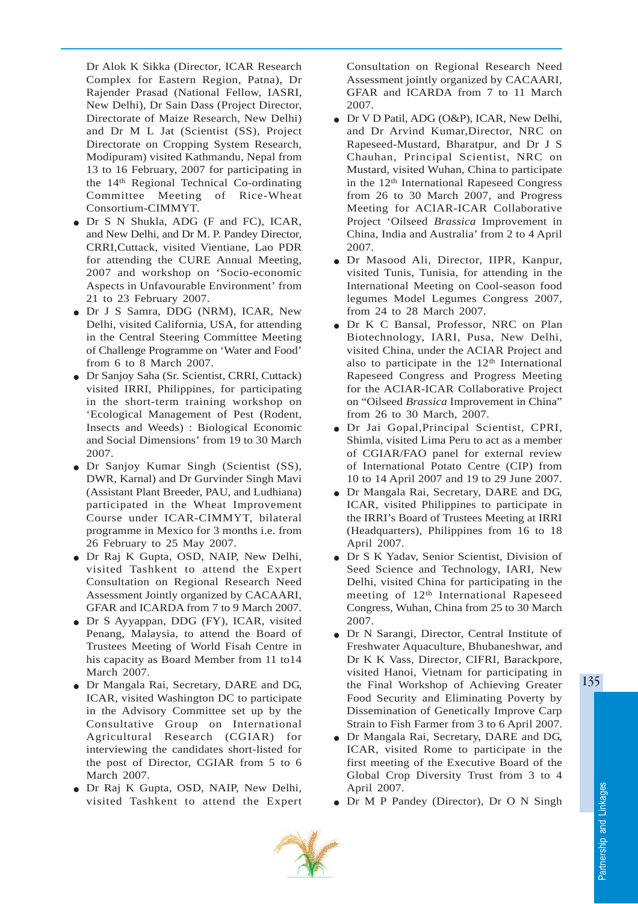Dr Alok K Sikka (Director, ICAR Research Complex for Eastern Region, Patna), Dr Rajender Prasad (National Fellow, IASRI, New Delhi), Dr Sain Dass (Project Director, Directorate of Maize Research, New Delhi) and Dr M L Jat (Scientist (SS), Project Directorate on Cropping System Research, Modipuram) visited Kathmandu, Nepal from 13 to 16 February, 2007 for participating in the 14th Regional Technical Co-ordinating Committee Meeting of Rice-Wheat Consortium-CIMMYT.

- Dr S N Shukla, ADG (F and FC), ICAR, and New Delhi, and Dr M. P. Pandey Director, CRRI,Cuttack, visited Vientiane, Lao PDR for attending the CURE Annual Meeting, 2007 and workshop on 'Socio-economic Aspects in Unfavourable Environment' from 21 to 23 February 2007.
- Dr J S Samra, DDG (NRM), ICAR, New Delhi, visited California, USA, for attending in the Central Steering Committee Meeting of Challenge Programme on 'Water and Food' from 6 to 8 March 2007.
- Dr Sanjoy Saha (Sr. Scientist, CRRI, Cuttack) visited IRRI, Philippines, for participating in the short-term training workshop on 'Ecological Management of Pest (Rodent, Insects and Weeds) : Biological Economic and Social Dimensions' from 19 to 30 March 2007.
- Dr Sanjoy Kumar Singh (Scientist (SS), DWR, Karnal) and Dr Gurvinder Singh Mavi (Assistant Plant Breeder, PAU, and Ludhiana) participated in the Wheat Improvement Course under ICAR-CIMMYT, bilateral programme in Mexico for 3 months i.e. from 26 February to 25 May 2007.
- Dr Raj K Gupta, OSD, NAIP, New Delhi, visited Tashkent to attend the Expert Consultation on Regional Research Need Assessment Jointly organized by CACAARI, GFAR and ICARDA from 7 to 9 March 2007.
- Dr S Ayyappan, DDG (FY), ICAR, visited Penang, Malaysia, to attend the Board of Trustees Meeting of World Fisah Centre in his capacity as Board Member from 11 to14 March 2007.
- Dr Mangala Rai, Secretary, DARE and DG, ICAR, visited Washington DC to participate in the Advisory Committee set up by the Consultative Group on International Agricultural Research (CGIAR) for interviewing the candidates short-listed for the post of Director, CGIAR from 5 to 6 March 2007.
- Dr Raj K Gupta, OSD, NAIP, New Delhi, visited Tashkent to attend the Expert Consultation on Regional Research Need Assessment jointly organized by CACAARI, GFAR and ICARDA from 7 to 11 March 2007.
- Dr V D Patil, ADG (O&P), ICAR, New Delhi, and Dr Arvind Kumar,Director, NRC on Rapeseed-Mustard, Bharatpur, and Dr J S Chauhan, Principal Scientist, NRC on Mustard, visited Wuhan, China to participate in the 12th International Rapeseed Congress from 26 to 30 March 2007, and Progress Meeting for ACIAR-ICAR Collaborative Project 'Oilseed *Brassica* Improvement in China, India and Australia' from 2 to 4 April 2007.
- Dr Masood Ali, Director, IIPR, Kanpur, visited Tunis, Tunisia, for attending in the International Meeting on Cool-season food legumes Model Legumes Congress 2007, from 24 to 28 March 2007.
- Dr K C Bansal, Professor, NRC on Plan Biotechnology, IARI, Pusa, New Delhi, visited China, under the ACIAR Project and also to participate in the 12th International Rapeseed Congress and Progress Meeting for the ACIAR-ICAR Collaborative Project on "Oilseed *Brassica* Improvement in China" from 26 to 30 March, 2007.
- Dr Jai Gopal,Principal Scientist, CPRI, Shimla, visited Lima Peru to act as a member of CGIAR/FAO panel for external review of International Potato Centre (CIP) from 10 to 14 April 2007 and 19 to 29 June 2007.
- Dr Mangala Rai, Secretary, DARE and DG, ICAR, visited Philippines to participate in the IRRI's Board of Trustees Meeting at IRRI (Headquarters), Philippines from 16 to 18 April 2007.
- Dr S K Yadav, Senior Scientist, Division of Seed Science and Technology, IARI, New Delhi, visited China for participating in the meeting of 12th International Rapeseed Congress, Wuhan, China from 25 to 30 March 2007.
- Dr N Sarangi, Director, Central Institute of Freshwater Aquaculture, Bhubaneshwar, and Dr K K Vass, Director, CIFRI, Barackpore, visited Hanoi, Vietnam for participating in the Final Workshop of Achieving Greater Food Security and Eliminating Poverty by Dissemination of Genetically Improve Carp Strain to Fish Farmer from 3 to 6 April 2007.
- Dr Mangala Rai, Secretary, DARE and DG, ICAR, visited Rome to participate in the first meeting of the Executive Board of the Global Crop Diversity Trust from 3 to 4 April 2007.
- Dr M P Pandey (Director), Dr O N Singh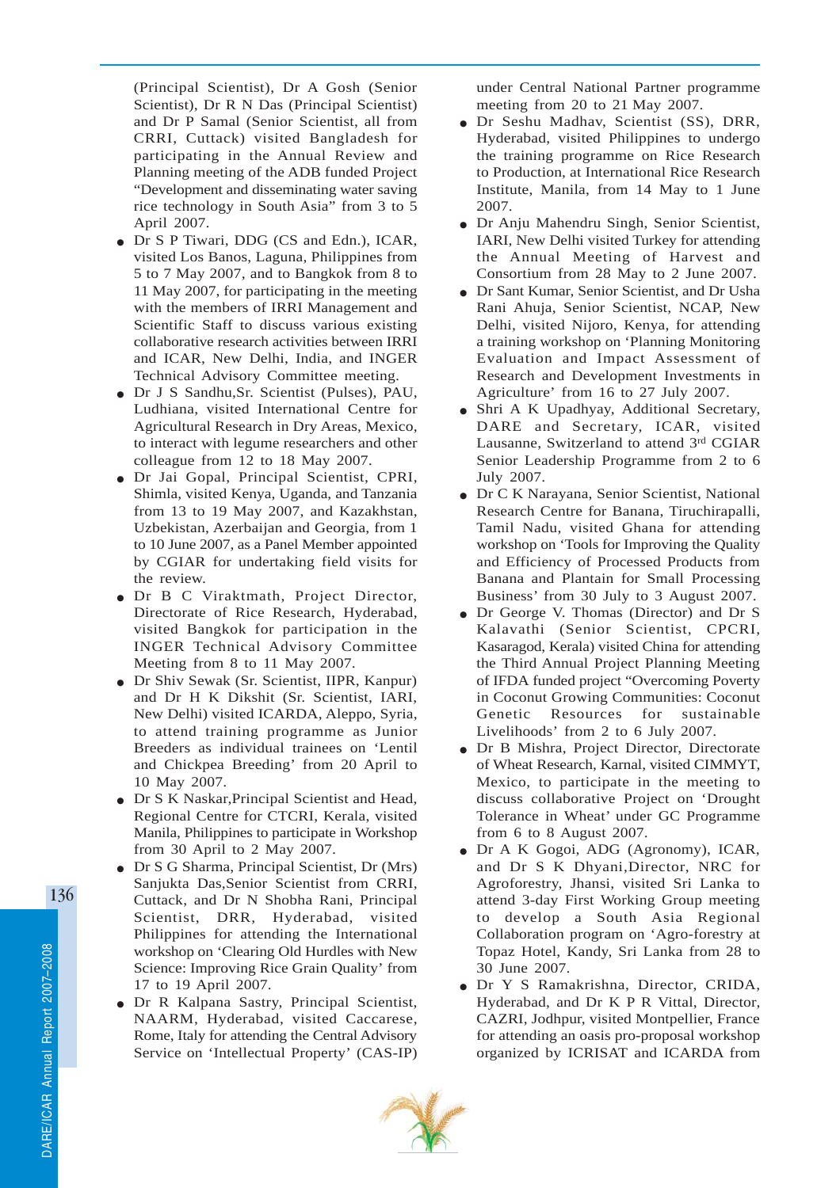(Principal Scientist), Dr A Gosh (Senior Scientist), Dr R N Das (Principal Scientist) and Dr P Samal (Senior Scientist, all from CRRI, Cuttack) visited Bangladesh for participating in the Annual Review and Planning meeting of the ADB funded Project "Development and disseminating water saving rice technology in South Asia" from 3 to 5 April 2007.

- Dr S P Tiwari, DDG (CS and Edn.), ICAR, visited Los Banos, Laguna, Philippines from 5 to 7 May 2007, and to Bangkok from 8 to 11 May 2007, for participating in the meeting with the members of IRRI Management and Scientific Staff to discuss various existing collaborative research activities between IRRI and ICAR, New Delhi, India, and INGER Technical Advisory Committee meeting.
- Dr J S Sandhu,Sr. Scientist (Pulses), PAU, Ludhiana, visited International Centre for Agricultural Research in Dry Areas, Mexico, to interact with legume researchers and other colleague from 12 to 18 May 2007.
- Dr Jai Gopal, Principal Scientist, CPRI, Shimla, visited Kenya, Uganda, and Tanzania from 13 to 19 May 2007, and Kazakhstan, Uzbekistan, Azerbaijan and Georgia, from 1 to 10 June 2007, as a Panel Member appointed by CGIAR for undertaking field visits for the review.
- Dr B C Viraktmath, Project Director, Directorate of Rice Research, Hyderabad, visited Bangkok for participation in the INGER Technical Advisory Committee Meeting from 8 to 11 May 2007.
- Dr Shiv Sewak (Sr. Scientist, IIPR, Kanpur) and Dr H K Dikshit (Sr. Scientist, IARI, New Delhi) visited ICARDA, Aleppo, Syria, to attend training programme as Junior Breeders as individual trainees on 'Lentil and Chickpea Breeding' from 20 April to 10 May 2007.
- Dr S K Naskar,Principal Scientist and Head, Regional Centre for CTCRI, Kerala, visited Manila, Philippines to participate in Workshop from 30 April to 2 May 2007.
- Dr S G Sharma, Principal Scientist, Dr (Mrs) Sanjukta Das,Senior Scientist from CRRI, Cuttack, and Dr N Shobha Rani, Principal Scientist, DRR, Hyderabad, visited Philippines for attending the International workshop on 'Clearing Old Hurdles with New Science: Improving Rice Grain Quality' from 17 to 19 April 2007.
- Dr R Kalpana Sastry, Principal Scientist, NAARM, Hyderabad, visited Caccarese, Rome, Italy for attending the Central Advisory Service on 'Intellectual Property' (CAS-IP) under Central National Partner programme meeting from 20 to 21 May 2007.
- Dr Seshu Madhav, Scientist (SS), DRR, Hyderabad, visited Philippines to undergo the training programme on Rice Research to Production, at International Rice Research Institute, Manila, from 14 May to 1 June 2007.
- Dr Anju Mahendru Singh, Senior Scientist, IARI, New Delhi visited Turkey for attending the Annual Meeting of Harvest and Consortium from 28 May to 2 June 2007.
- Dr Sant Kumar, Senior Scientist, and Dr Usha Rani Ahuja, Senior Scientist, NCAP, New Delhi, visited Nijoro, Kenya, for attending a training workshop on 'Planning Monitoring Evaluation and Impact Assessment of Research and Development Investments in Agriculture' from 16 to 27 July 2007.
- Shri A K Upadhyay, Additional Secretary, DARE and Secretary, ICAR, visited Lausanne, Switzerland to attend 3rd CGIAR Senior Leadership Programme from 2 to 6 July 2007.
- Dr C K Narayana, Senior Scientist, National Research Centre for Banana, Tiruchirapalli, Tamil Nadu, visited Ghana for attending workshop on 'Tools for Improving the Quality and Efficiency of Processed Products from Banana and Plantain for Small Processing Business' from 30 July to 3 August 2007.
- Dr George V. Thomas (Director) and Dr S Kalavathi (Senior Scientist, CPCRI, Kasaragod, Kerala) visited China for attending the Third Annual Project Planning Meeting of IFDA funded project "Overcoming Poverty in Coconut Growing Communities: Coconut Genetic Resources for sustainable Livelihoods' from 2 to 6 July 2007.
- Dr B Mishra, Project Director, Directorate of Wheat Research, Karnal, visited CIMMYT, Mexico, to participate in the meeting to discuss collaborative Project on 'Drought Tolerance in Wheat' under GC Programme from 6 to 8 August 2007.
- Dr A K Gogoi, ADG (Agronomy), ICAR, and Dr S K Dhyani,Director, NRC for Agroforestry, Jhansi, visited Sri Lanka to attend 3-day First Working Group meeting to develop a South Asia Regional Collaboration program on 'Agro-forestry at Topaz Hotel, Kandy, Sri Lanka from 28 to 30 June 2007.
- Dr Y S Ramakrishna, Director, CRIDA, Hyderabad, and Dr K P R Vittal, Director, CAZRI, Jodhpur, visited Montpellier, France for attending an oasis pro-proposal workshop organized by ICRISAT and ICARDA from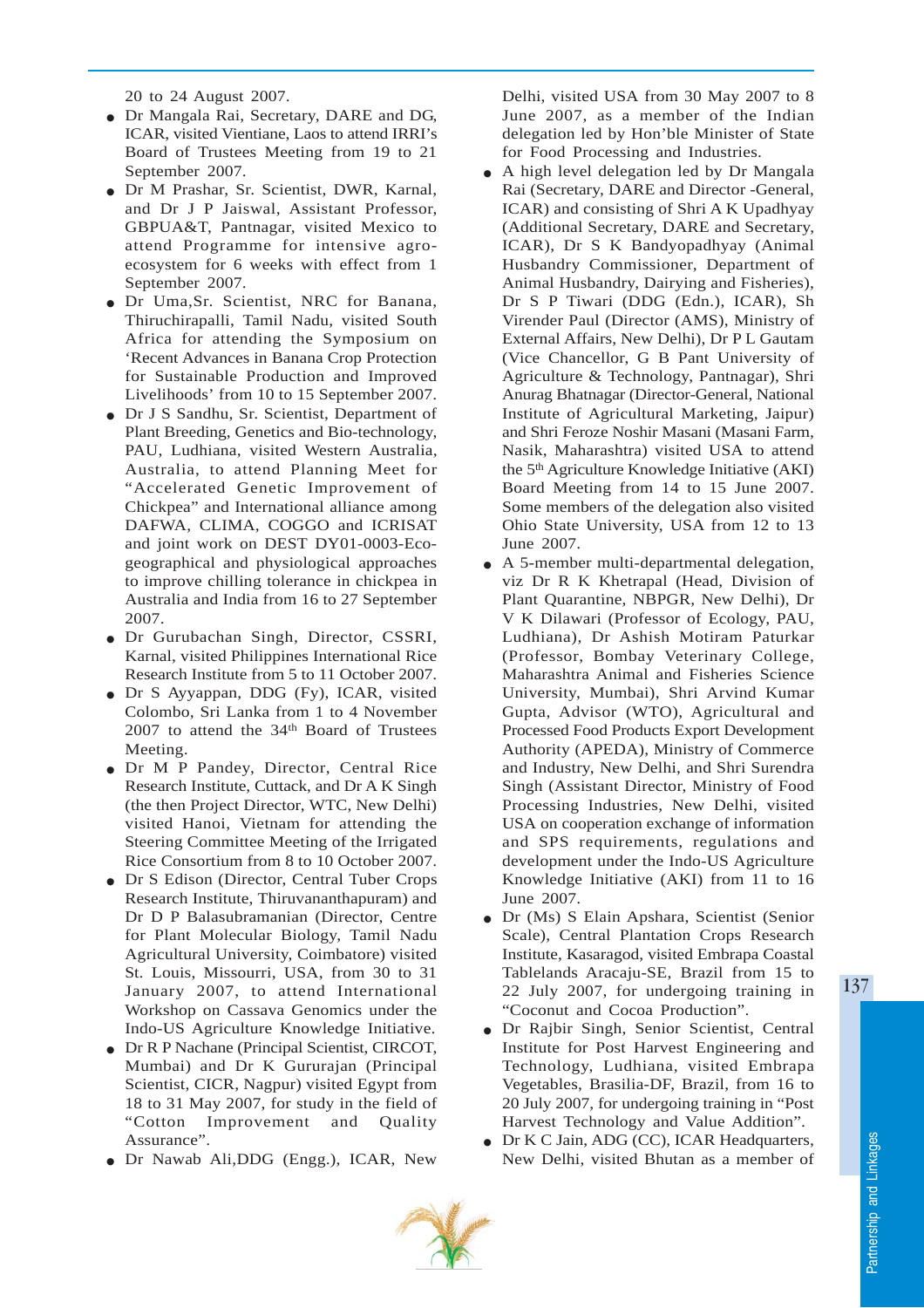20 to 24 August 2007.

- Dr Mangala Rai, Secretary, DARE and DG, ICAR, visited Vientiane, Laos to attend IRRI's Board of Trustees Meeting from 19 to 21 September 2007.
- Dr M Prashar, Sr. Scientist, DWR, Karnal, and Dr J P Jaiswal, Assistant Professor, GBPUA&T, Pantnagar, visited Mexico to attend Programme for intensive agro-ecosystem for 6 weeks with effect from 1 September 2007.
- Dr Uma,Sr. Scientist, NRC for Banana, Thiruchirapalli, Tamil Nadu, visited South Africa for attending the Symposium on 'Recent Advances in Banana Crop Protection for Sustainable Production and Improved Livelihoods' from 10 to 15 September 2007.
- Dr J S Sandhu, Sr. Scientist, Department of Plant Breeding, Genetics and Bio-technology, PAU, Ludhiana, visited Western Australia, Australia, to attend Planning Meet for "Accelerated Genetic Improvement of Chickpea" and International alliance among DAFWA, CLIMA, COGGO and ICRISAT and joint work on DEST DY01-0003-Eco-geographical and physiological approaches to improve chilling tolerance in chickpea in Australia and India from 16 to 27 September 2007.
- Dr Gurubachan Singh, Director, CSSRI, Karnal, visited Philippines International Rice Research Institute from 5 to 11 October 2007.
- Dr S Ayyappan, DDG (Fy), ICAR, visited Colombo, Sri Lanka from 1 to 4 November 2007 to attend the 34th Board of Trustees Meeting.
- Dr M P Pandey, Director, Central Rice Research Institute, Cuttack, and Dr A K Singh (the then Project Director, WTC, New Delhi) visited Hanoi, Vietnam for attending the Steering Committee Meeting of the Irrigated Rice Consortium from 8 to 10 October 2007.
- Dr S Edison (Director, Central Tuber Crops Research Institute, Thiruvananthapuram) and Dr D P Balasubramanian (Director, Centre for Plant Molecular Biology, Tamil Nadu Agricultural University, Coimbatore) visited St. Louis, Missouri, USA, from 30 to 31 January 2007, to attend International Workshop on Cassava Genomics under the Indo-US Agriculture Knowledge Initiative.
- Dr R P Nachane (Principal Scientist, CIRCOT, Mumbai) and Dr K Gururajan (Principal Scientist, CICR, Nagpur) visited Egypt from 18 to 31 May 2007, for study in the field of "Cotton Improvement and Quality Assurance".
- Dr Nawab Ali,DDG (Engg.), ICAR, New Delhi, visited USA from 30 May 2007 to 8 June 2007, as a member of the Indian delegation led by Hon'ble Minister of State for Food Processing and Industries.
- A high level delegation led by Dr Mangala Rai (Secretary, DARE and Director -General, ICAR) and consisting of Shri A K Upadhyay (Additional Secretary, DARE and Secretary, ICAR), Dr S K Bandyopadhyay (Animal Husbandry Commissioner, Department of Animal Husbandry, Dairying and Fisheries), Dr S P Tiwari (DDG (Edn.), ICAR), Sh Virender Paul (Director (AMS), Ministry of External Affairs, New Delhi), Dr P L Gautam (Vice Chancellor, G B Pant University of Agriculture & Technology, Pantnagar), Shri Anurag Bhatnagar (Director-General, National Institute of Agricultural Marketing, Jaipur) and Shri Feroze Noshir Masani (Masani Farm, Nasik, Maharashtra) visited USA to attend the 5th Agriculture Knowledge Initiative (AKI) Board Meeting from 14 to 15 June 2007. Some members of the delegation also visited Ohio State University, USA from 12 to 13 June 2007.
- A 5-member multi-departmental delegation, viz Dr R K Khetrapal (Head, Division of Plant Quarantine, NBPGR, New Delhi), Dr V K Dilawari (Professor of Ecology, PAU, Ludhiana), Dr Ashish Motiram Paturkar (Professor, Bombay Veterinary College, Maharashtra Animal and Fisheries Science University, Mumbai), Shri Arvind Kumar Gupta, Advisor (WTO), Agricultural and Processed Food Products Export Development Authority (APEDA), Ministry of Commerce and Industry, New Delhi, and Shri Surendra Singh (Assistant Director, Ministry of Food Processing Industries, New Delhi, visited USA on cooperation exchange of information and SPS requirements, regulations and development under the Indo-US Agriculture Knowledge Initiative (AKI) from 11 to 16 June 2007.
- Dr (Ms) S Elain Apshara, Scientist (Senior Scale), Central Plantation Crops Research Institute, Kasaragod, visited Embrapa Coastal Tablelands Aracaju-SE, Brazil from 15 to 22 July 2007, for undergoing training in "Coconut and Cocoa Production".
- Dr Rajbir Singh, Senior Scientist, Central Institute for Post Harvest Engineering and Technology, Ludhiana, visited Embrapa Vegetables, Brasilia-DF, Brazil, from 16 to 20 July 2007, for undergoing training in "Post Harvest Technology and Value Addition".
- Dr K C Jain, ADG (CC), ICAR Headquarters, New Delhi, visited Bhutan as a member of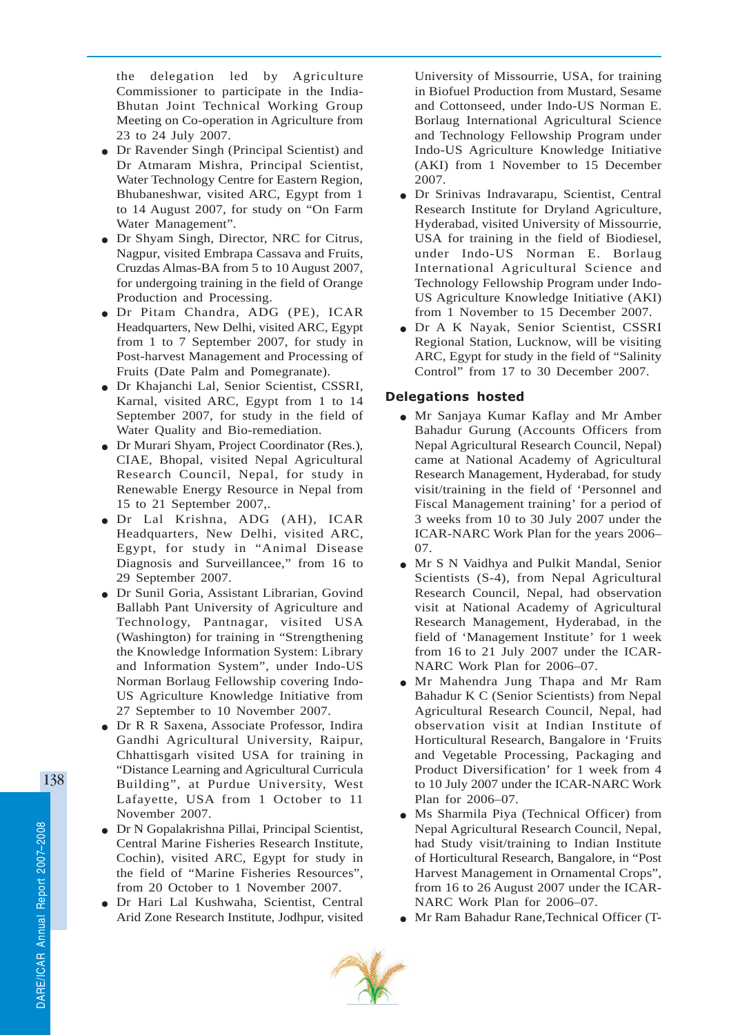the delegation led by Agriculture Commissioner to participate in the India-Bhutan Joint Technical Working Group Meeting on Co-operation in Agriculture from 23 to 24 July 2007.

- Dr Ravender Singh (Principal Scientist) and Dr Atmaram Mishra, Principal Scientist, Water Technology Centre for Eastern Region, Bhubaneshwar, visited ARC, Egypt from 1 to 14 August 2007, for study on "On Farm Water Management".
- Dr Shyam Singh, Director, NRC for Citrus, Nagpur, visited Embrapa Cassava and Fruits, Cruzdas Almas-BA from 5 to 10 August 2007, for undergoing training in the field of Orange Production and Processing.
- Dr Pitam Chandra, ADG (PE), ICAR Headquarters, New Delhi, visited ARC, Egypt from 1 to 7 September 2007, for study in Post-harvest Management and Processing of Fruits (Date Palm and Pomegranate).
- Dr Khajanchi Lal, Senior Scientist, CSSRI, Karnal, visited ARC, Egypt from 1 to 14 September 2007, for study in the field of Water Quality and Bio-remediation.
- Dr Murari Shyam, Project Coordinator (Res.), CIAE, Bhopal, visited Nepal Agricultural Research Council, Nepal, for study in Renewable Energy Resource in Nepal from 15 to 21 September 2007,.
- Dr Lal Krishna, ADG (AH), ICAR Headquarters, New Delhi, visited ARC, Egypt, for study in "Animal Disease Diagnosis and Surveillance," from 16 to 29 September 2007.
- Dr Sunil Goria, Assistant Librarian, Govind Ballabh Pant University of Agriculture and Technology, Pantnagar, visited USA (Washington) for training in "Strengthening the Knowledge Information System: Library and Information System", under Indo-US Norman Borlaug Fellowship covering Indo-US Agriculture Knowledge Initiative from 27 September to 10 November 2007.
- Dr R R Saxena, Associate Professor, Indira Gandhi Agricultural University, Raipur, Chhattisgarh visited USA for training in "Distance Learning and Agricultural Curricula Building", at Purdue University, West Lafayette, USA from 1 October to 11 November 2007.
- Dr N Gopalakrishna Pillai, Principal Scientist, Central Marine Fisheries Research Institute, Cochin), visited ARC, Egypt for study in the field of "Marine Fisheries Resources", from 20 October to 1 November 2007.
- Dr Hari Lal Kushwaha, Scientist, Central Arid Zone Research Institute, Jodhpur, visited University of Missourrie, USA, for training in Biofuel Production from Mustard, Sesame and Cottonseed, under Indo-US Norman E. Borlaug International Agricultural Science and Technology Fellowship Program under Indo-US Agriculture Knowledge Initiative (AKI) from 1 November to 15 December 2007.
- Dr Srinivas Indravarapu, Scientist, Central Research Institute for Dryland Agriculture, Hyderabad, visited University of Missourrie, USA for training in the field of Biodiesel, under Indo-US Norman E. Borlaug International Agricultural Science and Technology Fellowship Program under Indo-US Agriculture Knowledge Initiative (AKI) from 1 November to 15 December 2007.
- Dr A K Nayak, Senior Scientist, CSSRI Regional Station, Lucknow, will be visiting ARC, Egypt for study in the field of "Salinity Control" from 17 to 30 December 2007.

### Delegations hosted

- Mr Sanjaya Kumar Kaflay and Mr Amber Bahadur Gurung (Accounts Officers from Nepal Agricultural Research Council, Nepal) came at National Academy of Agricultural Research Management, Hyderabad, for study visit/training in the field of 'Personnel and Fiscal Management training' for a period of 3 weeks from 10 to 30 July 2007 under the ICAR-NARC Work Plan for the years 2006–07.
- Mr S N Vaidhya and Pulkit Mandal, Senior Scientists (S-4), from Nepal Agricultural Research Council, Nepal, had observation visit at National Academy of Agricultural Research Management, Hyderabad, in the field of 'Management Institute' for 1 week from 16 to 21 July 2007 under the ICAR-NARC Work Plan for 2006–07.
- Mr Mahendra Jung Thapa and Mr Ram Bahadur K C (Senior Scientists) from Nepal Agricultural Research Council, Nepal, had observation visit at Indian Institute of Horticultural Research, Bangalore in 'Fruits and Vegetable Processing, Packaging and Product Diversification' for 1 week from 4 to 10 July 2007 under the ICAR-NARC Work Plan for 2006–07.
- Ms Sharmila Piya (Technical Officer) from Nepal Agricultural Research Council, Nepal, had Study visit/training to Indian Institute of Horticultural Research, Bangalore, in "Post Harvest Management in Ornamental Crops", from 16 to 26 August 2007 under the ICAR-NARC Work Plan for 2006–07.
- Mr Ram Bahadur Rane,Technical Officer (T-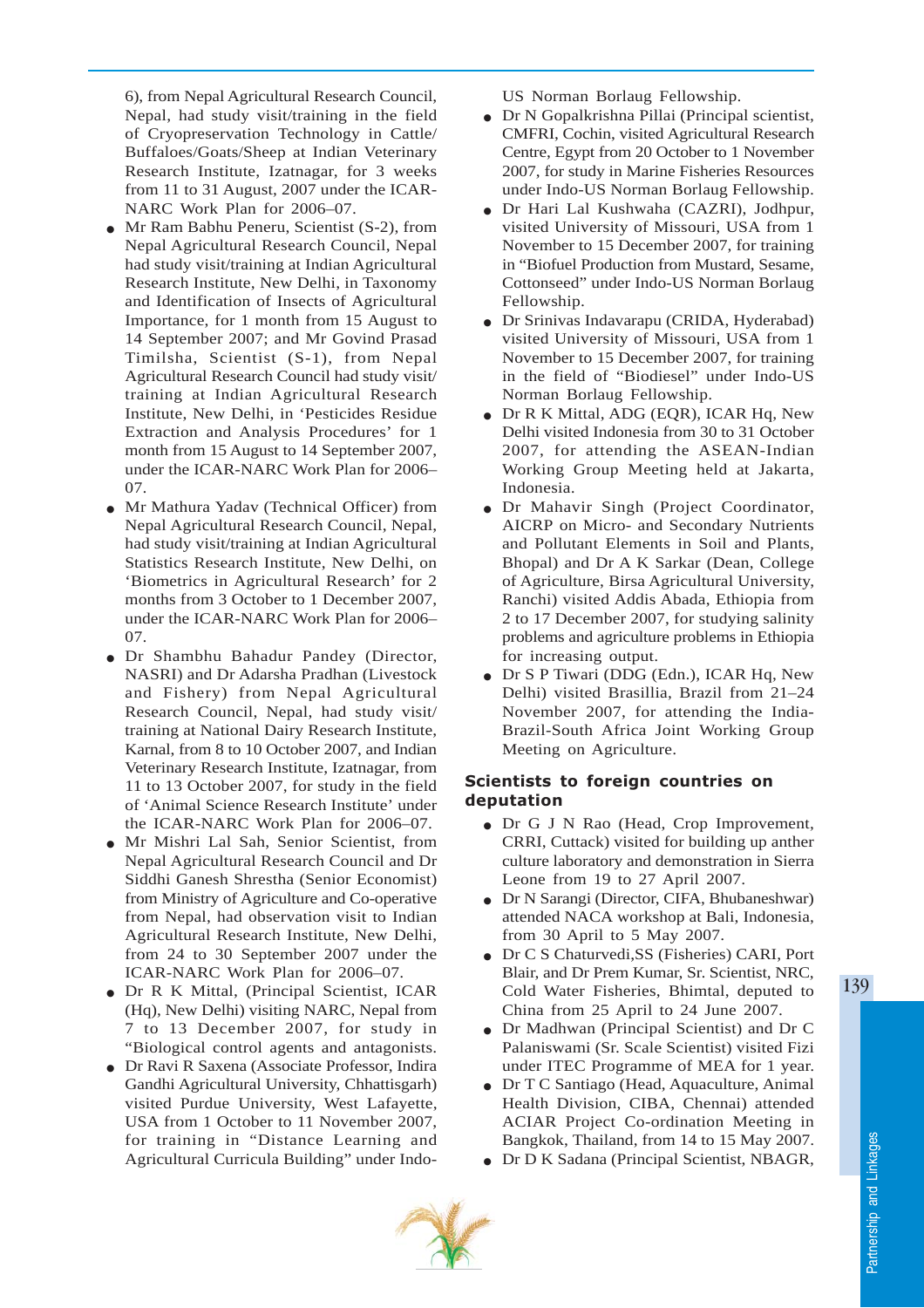6), from Nepal Agricultural Research Council, Nepal, had study visit/training in the field of Cryopreservation Technology in Cattle/ Buffaloes/Goats/Sheep at Indian Veterinary Research Institute, Izatnagar, for 3 weeks from 11 to 31 August, 2007 under the ICAR-NARC Work Plan for 2006–07.

- Mr Ram Babhu Peneru, Scientist (S-2), from Nepal Agricultural Research Council, Nepal had study visit/training at Indian Agricultural Research Institute, New Delhi, in Taxonomy and Identification of Insects of Agricultural Importance, for 1 month from 15 August to 14 September 2007; and Mr Govind Prasad Timilsha, Scientist (S-1), from Nepal Agricultural Research Council had study visit/ training at Indian Agricultural Research Institute, New Delhi, in 'Pesticides Residue Extraction and Analysis Procedures' for 1 month from 15 August to 14 September 2007, under the ICAR-NARC Work Plan for 2006–07.
- Mr Mathura Yadav (Technical Officer) from Nepal Agricultural Research Council, Nepal, had study visit/training at Indian Agricultural Statistics Research Institute, New Delhi, on 'Biometrics in Agricultural Research' for 2 months from 3 October to 1 December 2007, under the ICAR-NARC Work Plan for 2006–07.
- Dr Shambhu Bahadur Pandey (Director, NASRI) and Dr Adarsha Pradhan (Livestock and Fishery) from Nepal Agricultural Research Council, Nepal, had study visit/ training at National Dairy Research Institute, Karnal, from 8 to 10 October 2007, and Indian Veterinary Research Institute, Izatnagar, from 11 to 13 October 2007, for study in the field of 'Animal Science Research Institute' under the ICAR-NARC Work Plan for 2006–07.
- Mr Mishri Lal Sah, Senior Scientist, from Nepal Agricultural Research Council and Dr Siddhi Ganesh Shrestha (Senior Economist) from Ministry of Agriculture and Co-operative from Nepal, had observation visit to Indian Agricultural Research Institute, New Delhi, from 24 to 30 September 2007 under the ICAR-NARC Work Plan for 2006–07.
- Dr R K Mittal, (Principal Scientist, ICAR (Hq), New Delhi) visiting NARC, Nepal from 7 to 13 December 2007, for study in "Biological control agents and antagonists.
- Dr Ravi R Saxena (Associate Professor, Indira Gandhi Agricultural University, Chhattisgarh) visited Purdue University, West Lafayette, USA from 1 October to 11 November 2007, for training in "Distance Learning and Agricultural Curricula Building" under Indo-US Norman Borlaug Fellowship.
- Dr N Gopalkrishna Pillai (Principal scientist, CMFRI, Cochin, visited Agricultural Research Centre, Egypt from 20 October to 1 November 2007, for study in Marine Fisheries Resources under Indo-US Norman Borlaug Fellowship.
- Dr Hari Lal Kushwaha (CAZRI), Jodhpur, visited University of Missouri, USA from 1 November to 15 December 2007, for training in "Biofuel Production from Mustard, Sesame, Cottonseed" under Indo-US Norman Borlaug Fellowship.
- Dr Srinivas Indavarapu (CRIDA, Hyderabad) visited University of Missouri, USA from 1 November to 15 December 2007, for training in the field of "Biodiesel" under Indo-US Norman Borlaug Fellowship.
- Dr R K Mittal, ADG (EQR), ICAR Hq, New Delhi visited Indonesia from 30 to 31 October 2007, for attending the ASEAN-Indian Working Group Meeting held at Jakarta, Indonesia.
- Dr Mahavir Singh (Project Coordinator, AICRP on Micro- and Secondary Nutrients and Pollutant Elements in Soil and Plants, Bhopal) and Dr A K Sarkar (Dean, College of Agriculture, Birsa Agricultural University, Ranchi) visited Addis Abada, Ethiopia from 2 to 17 December 2007, for studying salinity problems and agriculture problems in Ethiopia for increasing output.
- Dr S P Tiwari (DDG (Edn.), ICAR Hq, New Delhi) visited Brasillia, Brazil from 21–24 November 2007, for attending the India-Brazil-South Africa Joint Working Group Meeting on Agriculture.

### Scientists to foreign countries on deputation

- Dr G J N Rao (Head, Crop Improvement, CRRI, Cuttack) visited for building up anther culture laboratory and demonstration in Sierra Leone from 19 to 27 April 2007.
- Dr N Sarangi (Director, CIFA, Bhubaneshwar) attended NACA workshop at Bali, Indonesia, from 30 April to 5 May 2007.
- Dr C S Chaturvedi,SS (Fisheries) CARI, Port Blair, and Dr Prem Kumar, Sr. Scientist, NRC, Cold Water Fisheries, Bhimtal, deputed to China from 25 April to 24 June 2007.
- Dr Madhwan (Principal Scientist) and Dr C Palaniswami (Sr. Scale Scientist) visited Fizi under ITEC Programme of MEA for 1 year.
- Dr T C Santiago (Head, Aquaculture, Animal Health Division, CIBA, Chennai) attended ACIAR Project Co-ordination Meeting in Bangkok, Thailand, from 14 to 15 May 2007.
- Dr D K Sadana (Principal Scientist, NBAGR,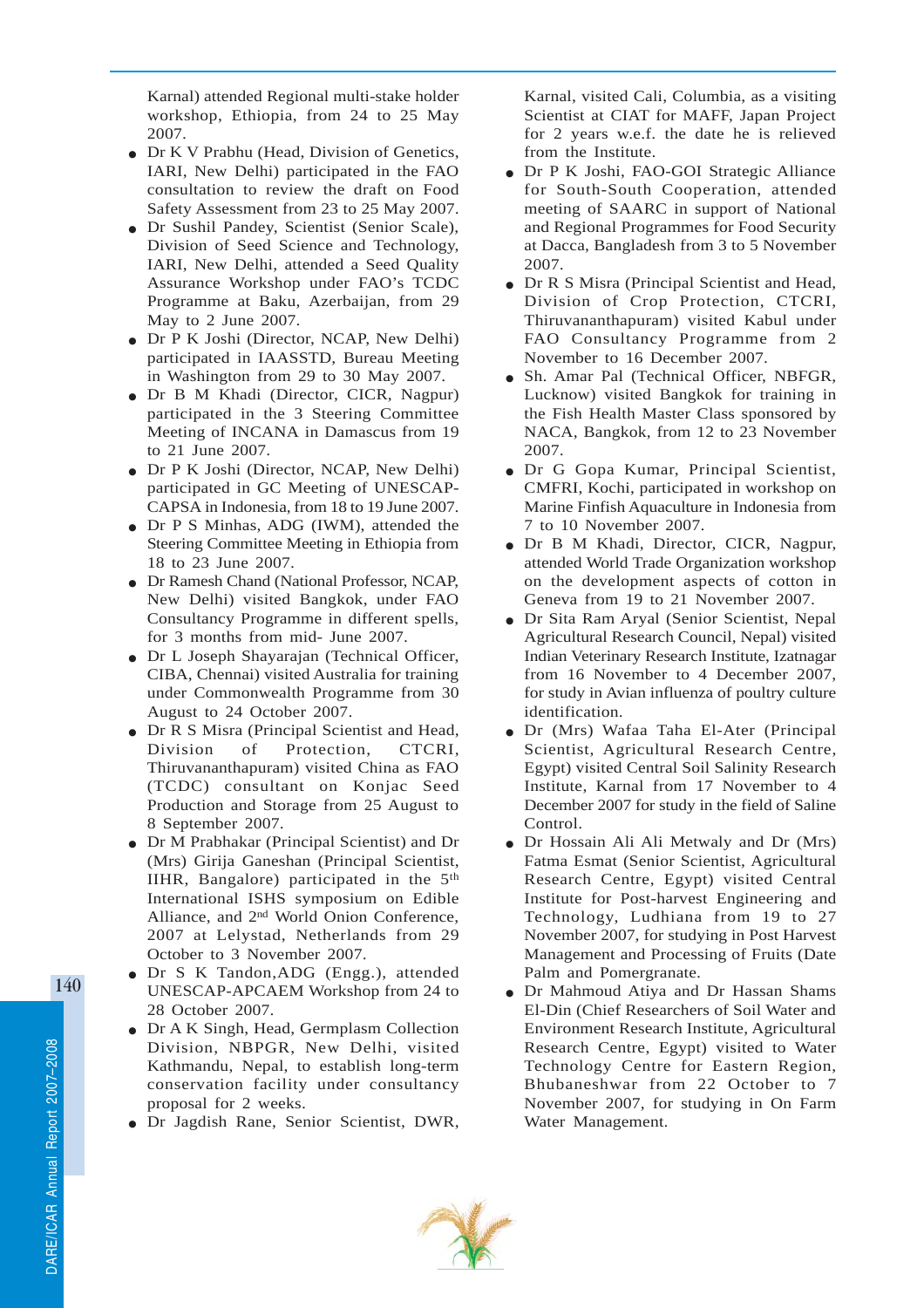Karnal) attended Regional multi-stake holder workshop, Ethiopia, from 24 to 25 May 2007.

- Dr K V Prabhu (Head, Division of Genetics, IARI, New Delhi) participated in the FAO consultation to review the draft on Food Safety Assessment from 23 to 25 May 2007.
- Dr Sushil Pandey, Scientist (Senior Scale), Division of Seed Science and Technology, IARI, New Delhi, attended a Seed Quality Assurance Workshop under FAO's TCDC Programme at Baku, Azerbaijan, from 29 May to 2 June 2007.
- Dr P K Joshi (Director, NCAP, New Delhi) participated in IAASSTD, Bureau Meeting in Washington from 29 to 30 May 2007.
- Dr B M Khadi (Director, CICR, Nagpur) participated in the 3 Steering Committee Meeting of INCANA in Damascus from 19 to 21 June 2007.
- Dr P K Joshi (Director, NCAP, New Delhi) participated in GC Meeting of UNESCAP-CAPSA in Indonesia, from 18 to 19 June 2007.
- Dr P S Minhas, ADG (IWM), attended the Steering Committee Meeting in Ethiopia from 18 to 23 June 2007.
- Dr Ramesh Chand (National Professor, NCAP, New Delhi) visited Bangkok, under FAO Consultancy Programme in different spells, for 3 months from mid- June 2007.
- Dr L Joseph Shayarajan (Technical Officer, CIBA, Chennai) visited Australia for training under Commonwealth Programme from 30 August to 24 October 2007.
- Dr R S Misra (Principal Scientist and Head, Division of Protection, CTCRI, Thiruvananthapuram) visited China as FAO (TCDC) consultant on Konjac Seed Production and Storage from 25 August to 8 September 2007.
- Dr M Prabhakar (Principal Scientist) and Dr (Mrs) Girija Ganeshan (Principal Scientist, IIHR, Bangalore) participated in the 5th International ISHS symposium on Edible Alliance, and 2nd World Onion Conference, 2007 at Lelystad, Netherlands from 29 October to 3 November 2007.
- Dr S K Tandon,ADG (Engg.), attended UNESCAP-APCAEM Workshop from 24 to 28 October 2007.
- Dr A K Singh, Head, Germplasm Collection Division, NBPGR, New Delhi, visited Kathmandu, Nepal, to establish long-term conservation facility under consultancy proposal for 2 weeks.
- Dr Jagdish Rane, Senior Scientist, DWR, Karnal, visited Cali, Columbia, as a visiting Scientist at CIAT for MAFF, Japan Project for 2 years w.e.f. the date he is relieved from the Institute.
- Dr P K Joshi, FAO-GOI Strategic Alliance for South-South Cooperation, attended meeting of SAARC in support of National and Regional Programmes for Food Security at Dacca, Bangladesh from 3 to 5 November 2007.
- Dr R S Misra (Principal Scientist and Head, Division of Crop Protection, CTCRI, Thiruvananthapuram) visited Kabul under FAO Consultancy Programme from 2 November to 16 December 2007.
- Sh. Amar Pal (Technical Officer, NBFGR, Lucknow) visited Bangkok for training in the Fish Health Master Class sponsored by NACA, Bangkok, from 12 to 23 November 2007.
- Dr G Gopa Kumar, Principal Scientist, CMFRI, Kochi, participated in workshop on Marine Finfish Aquaculture in Indonesia from 7 to 10 November 2007.
- Dr B M Khadi, Director, CICR, Nagpur, attended World Trade Organization workshop on the development aspects of cotton in Geneva from 19 to 21 November 2007.
- Dr Sita Ram Aryal (Senior Scientist, Nepal Agricultural Research Council, Nepal) visited Indian Veterinary Research Institute, Izatnagar from 16 November to 4 December 2007, for study in Avian influenza of poultry culture identification.
- Dr (Mrs) Wafaa Taha El-Ater (Principal Scientist, Agricultural Research Centre, Egypt) visited Central Soil Salinity Research Institute, Karnal from 17 November to 4 December 2007 for study in the field of Saline Control.
- Dr Hossain Ali Ali Metwaly and Dr (Mrs) Fatma Esmat (Senior Scientist, Agricultural Research Centre, Egypt) visited Central Institute for Post-harvest Engineering and Technology, Ludhiana from 19 to 27 November 2007, for studying in Post Harvest Management and Processing of Fruits (Date Palm and Pomergranate.
- Dr Mahmoud Atiya and Dr Hassan Shams El-Din (Chief Researchers of Soil Water and Environment Research Institute, Agricultural Research Centre, Egypt) visited to Water Technology Centre for Eastern Region, Bhubaneshwar from 22 October to 7 November 2007, for studying in On Farm Water Management.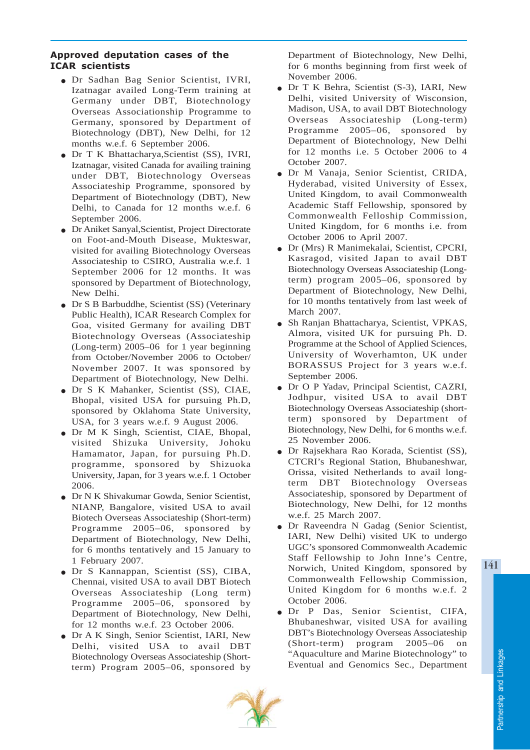### Approved deputation cases of the ICAR scientists

- Dr Sadhan Bag Senior Scientist, IVRI, Izatnagar availed Long-Term training at Germany under DBT, Biotechnology Overseas Associationship Programme to Germany, sponsored by Department of Biotechnology (DBT), New Delhi, for 12 months w.e.f. 6 September 2006.
- Dr T K Bhattacharya,Scientist (SS), IVRI, Izatnagar, visited Canada for availing training under DBT, Biotechnology Overseas Associateship Programme, sponsored by Department of Biotechnology (DBT), New Delhi, to Canada for 12 months w.e.f. 6 September 2006.
- Dr Aniket Sanyal,Scientist, Project Directorate on Foot-and-Mouth Disease, Mukteswar, visited for availing Biotechnology Overseas Associateship to CSIRO, Australia w.e.f. 1 September 2006 for 12 months. It was sponsored by Department of Biotechnology, New Delhi.
- Dr S B Barbuddhe, Scientist (SS) (Veterinary Public Health), ICAR Research Complex for Goa, visited Germany for availing DBT Biotechnology Overseas (Associateship (Long-term) 2005–06 for 1 year beginning from October/November 2006 to October/ November 2007. It was sponsored by Department of Biotechnology, New Delhi.
- Dr S K Mahanker, Scientist (SS), CIAE, Bhopal, visited USA for pursuing Ph.D, sponsored by Oklahoma State University, USA, for 3 years w.e.f. 9 August 2006.
- Dr M K Singh, Scientist, CIAE, Bhopal, visited Shizuka University, Johoku Hamamator, Japan, for pursuing Ph.D. programme, sponsored by Shizuoka University, Japan, for 3 years w.e.f. 1 October 2006.
- Dr N K Shivakumar Gowda, Senior Scientist, NIANP, Bangalore, visited USA to avail Biotech Overseas Associateship (Short-term) Programme 2005–06, sponsored by Department of Biotechnology, New Delhi, for 6 months tentatively and 15 January to 1 February 2007.
- Dr S Kannappan, Scientist (SS), CIBA, Chennai, visited USA to avail DBT Biotech Overseas Associateship (Long term) Programme 2005–06, sponsored by Department of Biotechnology, New Delhi, for 12 months w.e.f. 23 October 2006.
- Dr A K Singh, Senior Scientist, IARI, New Delhi, visited USA to avail DBT Biotechnology Overseas Associateship (Short-term) Program 2005–06, sponsored by Department of Biotechnology, New Delhi, for 6 months beginning from first week of November 2006.
- Dr T K Behra, Scientist (S-3), IARI, New Delhi, visited University of Wisconsin, Madison, USA, to avail DBT Biotechnology Overseas Associateship (Long-term) Programme 2005–06, sponsored by Department of Biotechnology, New Delhi for 12 months i.e. 5 October 2006 to 4 October 2007.
- Dr M Vanaja, Senior Scientist, CRIDA, Hyderabad, visited University of Essex, United Kingdom, to avail Commonwealth Academic Staff Fellowship, sponsored by Commonwealth Felloship Commission, United Kingdom, for 6 months i.e. from October 2006 to April 2007.
- Dr (Mrs) R Manimekalai, Scientist, CPCRI, Kasragod, visited Japan to avail DBT Biotechnology Overseas Associateship (Long-term) program 2005–06, sponsored by Department of Biotechnology, New Delhi, for 10 months tentatively from last week of March 2007.
- Sh Ranjan Bhattacharya, Scientist, VPKAS, Almora, visited UK for pursuing Ph. D. Programme at the School of Applied Sciences, University of Woverhamton, UK under BORASSUS Project for 3 years w.e.f. September 2006.
- Dr O P Yadav, Principal Scientist, CAZRI, Jodhpur, visited USA to avail DBT Biotechnology Overseas Associateship (short-term) sponsored by Department of Biotechnology, New Delhi, for 6 months w.e.f. 25 November 2006.
- Dr Rajsekhara Rao Korada, Scientist (SS), CTCRI's Regional Station, Bhubaneshwar, Orissa, visited Netherlands to avail long-term DBT Biotechnology Overseas Associateship, sponsored by Department of Biotechnology, New Delhi, for 12 months w.e.f. 25 March 2007.
- Dr Raveendra N Gadag (Senior Scientist, IARI, New Delhi) visited UK to undergo UGC's sponsored Commonwealth Academic Staff Fellowship to John Inne's Centre, Norwich, United Kingdom, sponsored by Commonwealth Fellowship Commission, United Kingdom for 6 months w.e.f. 2 October 2006.
- Dr P Das, Senior Scientist, CIFA, Bhubaneshwar, visited USA for availing DBT's Biotechnology Overseas Associateship (Short-term) program 2005–06 on "Aquaculture and Marine Biotechnology" to Eventual and Genomics Sec., Department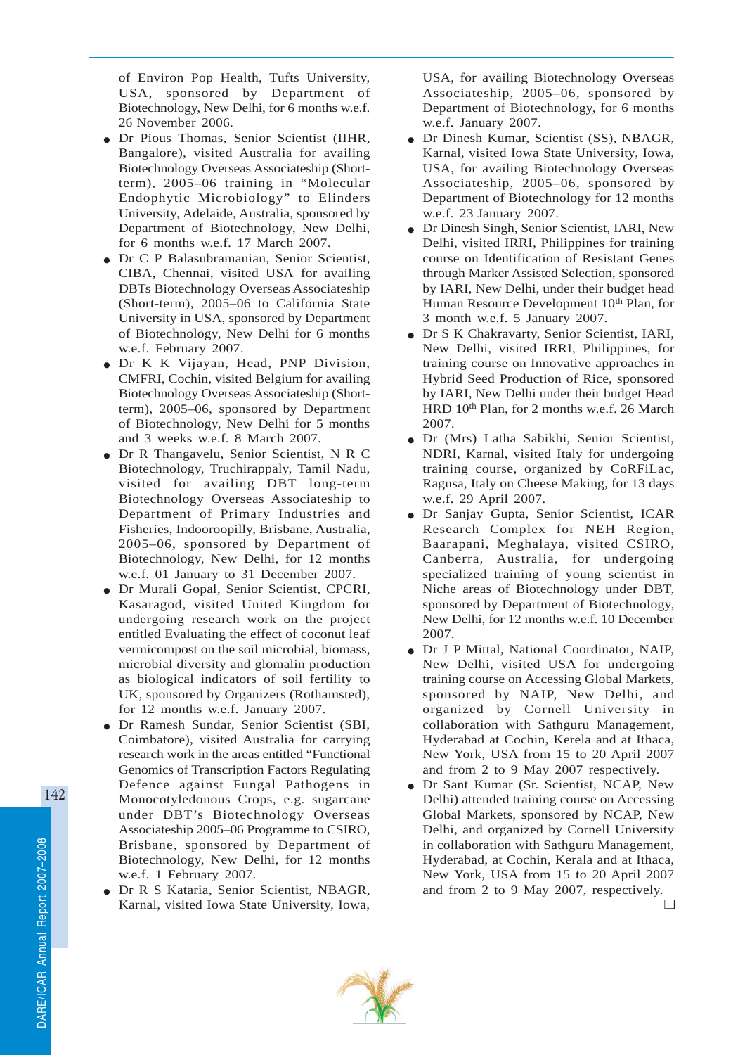of Environ Pop Health, Tufts University, USA, sponsored by Department of Biotechnology, New Delhi, for 6 months w.e.f. 26 November 2006.

- Dr Pious Thomas, Senior Scientist (IIHR, Bangalore), visited Australia for availing Biotechnology Overseas Associateship (Short-term), 2005–06 training in "Molecular Endophytic Microbiology" to Elinders University, Adelaide, Australia, sponsored by Department of Biotechnology, New Delhi, for 6 months w.e.f. 17 March 2007.
- Dr C P Balasubramanian, Senior Scientist, CIBA, Chennai, visited USA for availing DBTs Biotechnology Overseas Associateship (Short-term), 2005–06 to California State University in USA, sponsored by Department of Biotechnology, New Delhi for 6 months w.e.f. February 2007.
- Dr K K Vijayan, Head, PNP Division, CMFRI, Cochin, visited Belgium for availing Biotechnology Overseas Associateship (Short-term), 2005–06, sponsored by Department of Biotechnology, New Delhi for 5 months and 3 weeks w.e.f. 8 March 2007.
- Dr R Thangavelu, Senior Scientist, N R C Biotechnology, Truchirappaly, Tamil Nadu, visited for availing DBT long-term Biotechnology Overseas Associateship to Department of Primary Industries and Fisheries, Indooroopilly, Brisbane, Australia, 2005–06, sponsored by Department of Biotechnology, New Delhi, for 12 months w.e.f. 01 January to 31 December 2007.
- Dr Murali Gopal, Senior Scientist, CPCRI, Kasaragod, visited United Kingdom for undergoing research work on the project entitled Evaluating the effect of coconut leaf vermicompost on the soil microbial, biomass, microbial diversity and glomalin production as biological indicators of soil fertility to UK, sponsored by Organizers (Rothamsted), for 12 months w.e.f. January 2007.
- Dr Ramesh Sundar, Senior Scientist (SBI, Coimbatore), visited Australia for carrying research work in the areas entitled "Functional Genomics of Transcription Factors Regulating Defence against Fungal Pathogens in Monocotyledonous Crops, e.g. sugarcane under DBT's Biotechnology Overseas Associateship 2005–06 Programme to CSIRO, Brisbane, sponsored by Department of Biotechnology, New Delhi, for 12 months w.e.f. 1 February 2007.
- Dr R S Kataria, Senior Scientist, NBAGR, Karnal, visited Iowa State University, Iowa, USA, for availing Biotechnology Overseas Associateship, 2005–06, sponsored by Department of Biotechnology, for 6 months w.e.f. January 2007.
- Dr Dinesh Kumar, Scientist (SS), NBAGR, Karnal, visited Iowa State University, Iowa, USA, for availing Biotechnology Overseas Associateship, 2005–06, sponsored by Department of Biotechnology for 12 months w.e.f. 23 January 2007.
- Dr Dinesh Singh, Senior Scientist, IARI, New Delhi, visited IRRI, Philippines for training course on Identification of Resistant Genes through Marker Assisted Selection, sponsored by IARI, New Delhi, under their budget head Human Resource Development 10th Plan, for 3 month w.e.f. 5 January 2007.
- Dr S K Chakravarty, Senior Scientist, IARI, New Delhi, visited IRRI, Philippines, for training course on Innovative approaches in Hybrid Seed Production of Rice, sponsored by IARI, New Delhi under their budget Head HRD 10th Plan, for 2 months w.e.f. 26 March 2007.
- Dr (Mrs) Latha Sabikhi, Senior Scientist, NDRI, Karnal, visited Italy for undergoing training course, organized by CoRFiLac, Ragusa, Italy on Cheese Making, for 13 days w.e.f. 29 April 2007.
- Dr Sanjay Gupta, Senior Scientist, ICAR Research Complex for NEH Region, Baarapani, Meghalaya, visited CSIRO, Canberra, Australia, for undergoing specialized training of young scientist in Niche areas of Biotechnology under DBT, sponsored by Department of Biotechnology, New Delhi, for 12 months w.e.f. 10 December 2007.
- Dr J P Mittal, National Coordinator, NAIP, New Delhi, visited USA for undergoing training course on Accessing Global Markets, sponsored by NAIP, New Delhi, and organized by Cornell University in collaboration with Sathguru Management, Hyderabad at Cochin, Kerela and at Ithaca, New York, USA from 15 to 20 April 2007 and from 2 to 9 May 2007 respectively.
- Dr Sant Kumar (Sr. Scientist, NCAP, New Delhi) attended training course on Accessing Global Markets, sponsored by NCAP, New Delhi, and organized by Cornell University in collaboration with Sathguru Management, Hyderabad, at Cochin, Kerala and at Ithaca, New York, USA from 15 to 20 April 2007 and from 2 to 9 May 2007, respectively.